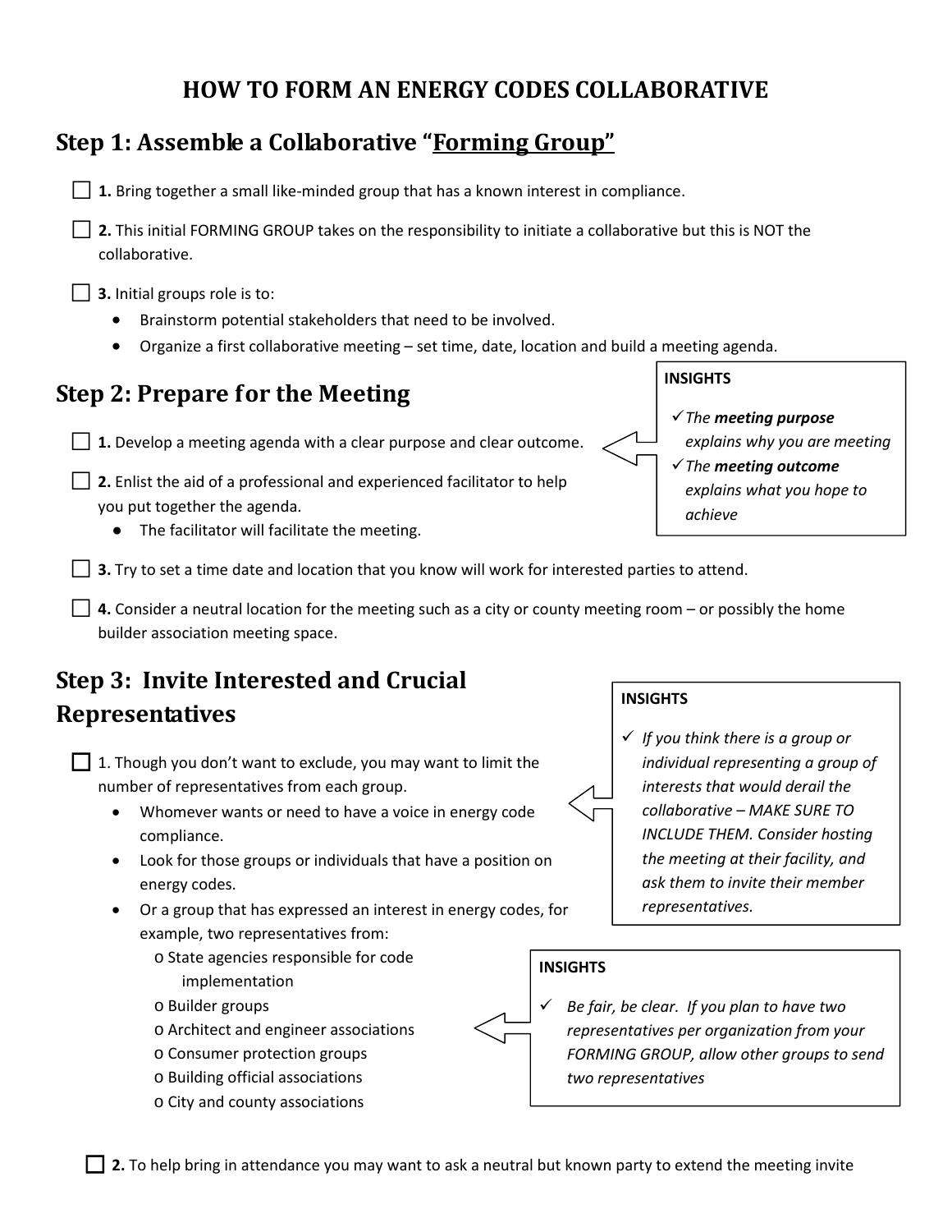# HOW TO FORM AN ENERGY CODES COLLABORATIVE

## Step 1: Assemble a Collaborative "Forming Group"

- ☐ **1.** Bring together a small like-minded group that has a known interest in compliance.
- ☐ **2.** This initial FORMING GROUP takes on the responsibility to initiate a collaborative but this is NOT the collaborative.
- ☐ **3.** Initial groups role is to:
  - Brainstorm potential stakeholders that need to be involved.
  - Organize a first collaborative meeting – set time, date, location and build a meeting agenda.

## Step 2: Prepare for the Meeting

- ☐ **1.** Develop a meeting agenda with a clear purpose and clear outcome.
- ☐ **2.** Enlist the aid of a professional and experienced facilitator to help you put together the agenda.
  - The facilitator will facilitate the meeting.
- ☐ **3.** Try to set a time date and location that you know will work for interested parties to attend.
- ☐ **4.** Consider a neutral location for the meeting such as a city or county meeting room – or possibly the home builder association meeting space.

> **INSIGHTS**
>
> ✓ *The **meeting purpose** explains why you are meeting*
>
> ✓ *The **meeting outcome** explains what you hope to achieve*

## Step 3: Invite Interested and Crucial Representatives

- ☐ 1. Though you don't want to exclude, you may want to limit the number of representatives from each group.
  - Whomever wants or need to have a voice in energy code compliance.
  - Look for those groups or individuals that have a position on energy codes.
  - Or a group that has expressed an interest in energy codes, for example, two representatives from:
    - State agencies responsible for code implementation
    - Builder groups
    - Architect and engineer associations
    - Consumer protection groups
    - Building official associations
    - City and county associations

> **INSIGHTS**
>
> ✓ *If you think there is a group or individual representing a group of interests that would derail the collaborative – MAKE SURE TO INCLUDE THEM. Consider hosting the meeting at their facility, and ask them to invite their member representatives.*

> **INSIGHTS**
>
> ✓ *Be fair, be clear. If you plan to have two representatives per organization from your FORMING GROUP, allow other groups to send two representatives*

- ☐ **2.** To help bring in attendance you may want to ask a neutral but known party to extend the meeting invite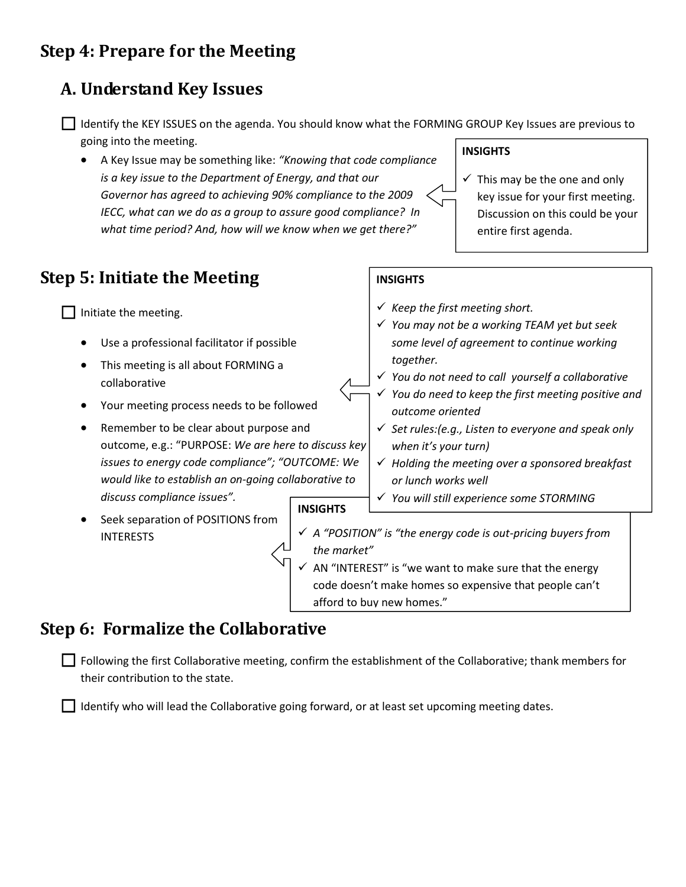## Step 4: Prepare for the Meeting

### A. Understand Key Issues

☐ Identify the KEY ISSUES on the agenda. You should know what the FORMING GROUP Key Issues are previous to going into the meeting.

- A Key Issue may be something like: *"Knowing that code compliance is a key issue to the Department of Energy, and that our Governor has agreed to achieving 90% compliance to the 2009 IECC, what can we do as a group to assure good compliance? In what time period? And, how will we know when we get there?"*

> **INSIGHTS**
>
> ✓ This may be the one and only key issue for your first meeting. Discussion on this could be your entire first agenda.

## Step 5: Initiate the Meeting

☐ Initiate the meeting.

- Use a professional facilitator if possible
- This meeting is all about FORMING a collaborative
- Your meeting process needs to be followed
- Remember to be clear about purpose and outcome, e.g.: "PURPOSE: *We are here to discuss key issues to energy code compliance"; "OUTCOME: We would like to establish an on-going collaborative to discuss compliance issues"*.
- Seek separation of POSITIONS from INTERESTS

> **INSIGHTS**
>
> ✓ *Keep the first meeting short.*
>
> ✓ *You may not be a working TEAM yet but seek some level of agreement to continue working together.*
>
> ✓ *You do not need to call yourself a collaborative*
>
> ✓ *You do need to keep the first meeting positive and outcome oriented*
>
> ✓ *Set rules:(e.g., Listen to everyone and speak only when it's your turn)*
>
> ✓ *Holding the meeting over a sponsored breakfast or lunch works well*
>
> ✓ *You will still experience some STORMING*

> **INSIGHTS**
>
> ✓ *A "POSITION" is "the energy code is out-pricing buyers from the market"*
>
> ✓ AN "INTEREST" is "we want to make sure that the energy code doesn't make homes so expensive that people can't afford to buy new homes."

## Step 6: Formalize the Collaborative

☐ Following the first Collaborative meeting, confirm the establishment of the Collaborative; thank members for their contribution to the state.

☐ Identify who will lead the Collaborative going forward, or at least set upcoming meeting dates.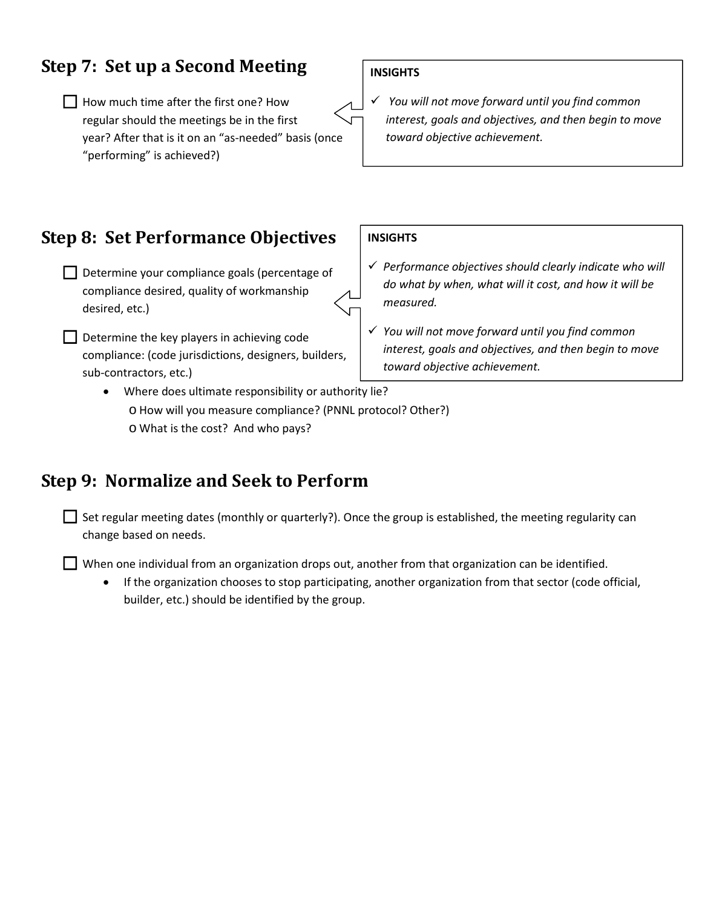## Step 7: Set up a Second Meeting

- [ ] How much time after the first one? How regular should the meetings be in the first year? After that is it on an "as-needed" basis (once "performing" is achieved?)

**INSIGHTS**

- ✓ *You will not move forward until you find common interest, goals and objectives, and then begin to move toward objective achievement.*

## Step 8: Set Performance Objectives

- [ ] Determine your compliance goals (percentage of compliance desired, quality of workmanship desired, etc.)
- [ ] Determine the key players in achieving code compliance: (code jurisdictions, designers, builders, sub-contractors, etc.)
  - Where does ultimate responsibility or authority lie?
    - o How will you measure compliance? (PNNL protocol? Other?)
    - o What is the cost? And who pays?

**INSIGHTS**

- ✓ *Performance objectives should clearly indicate who will do what by when, what will it cost, and how it will be measured.*
- ✓ *You will not move forward until you find common interest, goals and objectives, and then begin to move toward objective achievement.*

## Step 9: Normalize and Seek to Perform

- [ ] Set regular meeting dates (monthly or quarterly?). Once the group is established, the meeting regularity can change based on needs.
- [ ] When one individual from an organization drops out, another from that organization can be identified.
  - If the organization chooses to stop participating, another organization from that sector (code official, builder, etc.) should be identified by the group.